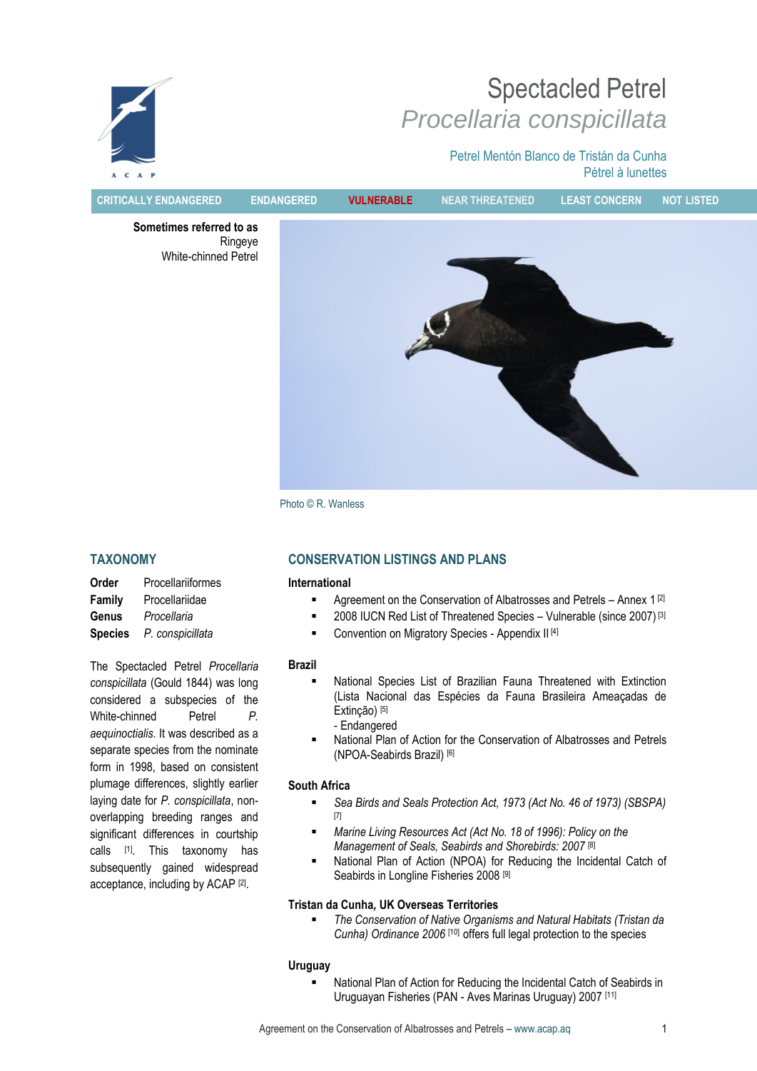# Spectacled Petrel
## *Procellaria conspicillata*

Petrel Mentón Blanco de Tristán da Cunha
Pétrel à lunettes

CRITICALLY ENDANGERED | ENDANGERED | **VULNERABLE** | NEAR THREATENED | LEAST CONCERN | NOT LISTED

**Sometimes referred to as**
Ringeye
White-chinned Petrel

Photo © R. Wanless

## TAXONOMY

**Order** Procellariiformes
**Family** Procellariidae
**Genus** *Procellaria*
**Species** *P. conspicillata*

The Spectacled Petrel *Procellaria conspicillata* (Gould 1844) was long considered a subspecies of the White-chinned Petrel *P. aequinoctialis*. It was described as a separate species from the nominate form in 1998, based on consistent plumage differences, slightly earlier laying date for *P. conspicillata*, non-overlapping breeding ranges and significant differences in courtship calls [1]. This taxonomy has subsequently gained widespread acceptance, including by ACAP [2].

## CONSERVATION LISTINGS AND PLANS

### International

- Agreement on the Conservation of Albatrosses and Petrels – Annex 1 [2]
- 2008 IUCN Red List of Threatened Species – Vulnerable (since 2007) [3]
- Convention on Migratory Species - Appendix II [4]

### Brazil

- National Species List of Brazilian Fauna Threatened with Extinction (Lista Nacional das Espécies da Fauna Brasileira Ameaçadas de Extinção) [5]
  - Endangered
- National Plan of Action for the Conservation of Albatrosses and Petrels (NPOA-Seabirds Brazil) [6]

### South Africa

- *Sea Birds and Seals Protection Act, 1973 (Act No. 46 of 1973) (SBSPA)* [7]
- *Marine Living Resources Act (Act No. 18 of 1996): Policy on the Management of Seals, Seabirds and Shorebirds: 2007* [8]
- National Plan of Action (NPOA) for Reducing the Incidental Catch of Seabirds in Longline Fisheries 2008 [9]

### Tristan da Cunha, UK Overseas Territories

- *The Conservation of Native Organisms and Natural Habitats (Tristan da Cunha) Ordinance 2006* [10] offers full legal protection to the species

### Uruguay

- National Plan of Action for Reducing the Incidental Catch of Seabirds in Uruguayan Fisheries (PAN - Aves Marinas Uruguay) 2007 [11]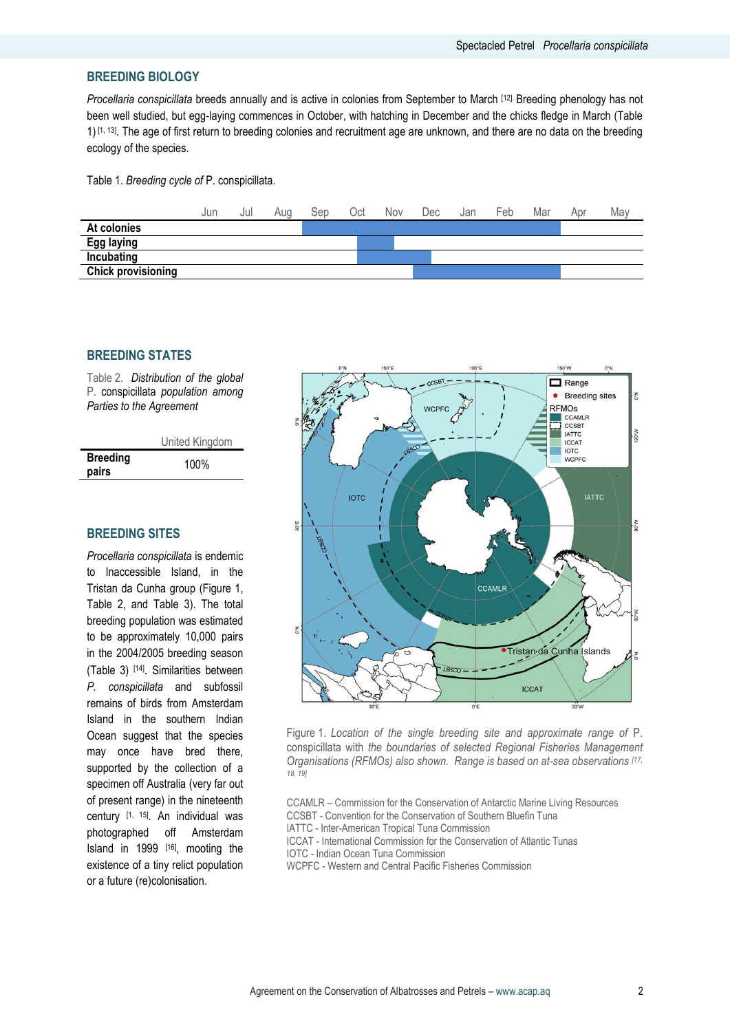## BREEDING BIOLOGY

*Procellaria conspicillata* breeds annually and is active in colonies from September to March [12]. Breeding phenology has not been well studied, but egg-laying commences in October, with hatching in December and the chicks fledge in March (Table 1) [1, 13]. The age of first return to breeding colonies and recruitment age are unknown, and there are no data on the breeding ecology of the species.

Table 1. *Breeding cycle of* P. conspicillata.

| | Jun | Jul | Aug | Sep | Oct | Nov | Dec | Jan | Feb | Mar | Apr | May |
|---|---|---|---|---|---|---|---|---|---|---|---|---|
| **At colonies** | | | | X | X | X | X | X | X | X | | |
| **Egg laying** | | | | | X | | | | | | | |
| **Incubating** | | | | | X | X | | | | | | |
| **Chick provisioning** | | | | | | | X | X | X | X | | |

## BREEDING STATES

Table 2. *Distribution of the global* P. conspicillata *population among Parties to the Agreement*

| | United Kingdom |
|---|---|
| **Breeding pairs** | 100% |

## BREEDING SITES

*Procellaria conspicillata* is endemic to Inaccessible Island, in the Tristan da Cunha group (Figure 1, Table 2, and Table 3). The total breeding population was estimated to be approximately 10,000 pairs in the 2004/2005 breeding season (Table 3) [14]. Similarities between *P. conspicillata* and subfossil remains of birds from Amsterdam Island in the southern Indian Ocean suggest that the species may once have bred there, supported by the collection of a specimen off Australia (very far out of present range) in the nineteenth century [1, 15]. An individual was photographed off Amsterdam Island in 1999 [16], mooting the existence of a tiny relict population or a future (re)colonisation.

Figure 1. *Location of the single breeding site and approximate range of* P. conspicillata *with the boundaries of selected Regional Fisheries Management Organisations (RFMOs) also shown. Range is based on at-sea observations* [17, 18, 19]

CCAMLR – Commission for the Conservation of Antarctic Marine Living Resources
CCSBT - Convention for the Conservation of Southern Bluefin Tuna
IATTC - Inter-American Tropical Tuna Commission
ICCAT - International Commission for the Conservation of Atlantic Tunas
IOTC - Indian Ocean Tuna Commission
WCPFC - Western and Central Pacific Fisheries Commission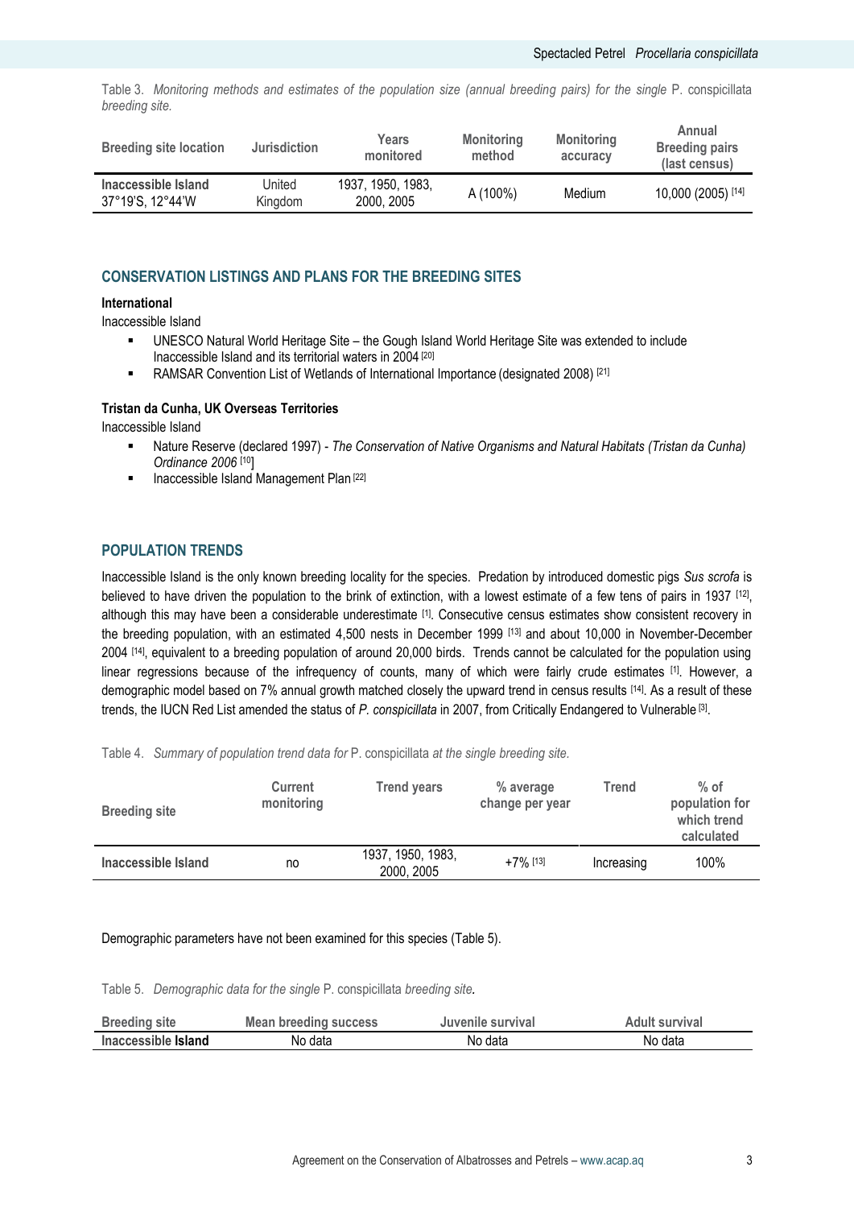Table 3. *Monitoring methods and estimates of the population size (annual breeding pairs) for the single* P. conspicillata *breeding site.*

| Breeding site location | Jurisdiction | Years monitored | Monitoring method | Monitoring accuracy | Annual Breeding pairs (last census) |
|---|---|---|---|---|---|
| **Inaccessible Island** 37°19'S, 12°44'W | United Kingdom | 1937, 1950, 1983, 2000, 2005 | A (100%) | Medium | 10,000 (2005) [14] |

## CONSERVATION LISTINGS AND PLANS FOR THE BREEDING SITES

**International**

Inaccessible Island

- UNESCO Natural World Heritage Site – the Gough Island World Heritage Site was extended to include Inaccessible Island and its territorial waters in 2004 [20]
- RAMSAR Convention List of Wetlands of International Importance (designated 2008) [21]

**Tristan da Cunha, UK Overseas Territories**

Inaccessible Island

- Nature Reserve (declared 1997) - *The Conservation of Native Organisms and Natural Habitats (Tristan da Cunha) Ordinance 2006* [10]
- Inaccessible Island Management Plan [22]

## POPULATION TRENDS

Inaccessible Island is the only known breeding locality for the species. Predation by introduced domestic pigs *Sus scrofa* is believed to have driven the population to the brink of extinction, with a lowest estimate of a few tens of pairs in 1937 [12], although this may have been a considerable underestimate [1]. Consecutive census estimates show consistent recovery in the breeding population, with an estimated 4,500 nests in December 1999 [13] and about 10,000 in November-December 2004 [14], equivalent to a breeding population of around 20,000 birds. Trends cannot be calculated for the population using linear regressions because of the infrequency of counts, many of which were fairly crude estimates [1]. However, a demographic model based on 7% annual growth matched closely the upward trend in census results [14]. As a result of these trends, the IUCN Red List amended the status of *P. conspicillata* in 2007, from Critically Endangered to Vulnerable [3].

Table 4. *Summary of population trend data for* P. conspicillata *at the single breeding site.*

| Breeding site | Current monitoring | Trend years | % average change per year | Trend | % of population for which trend calculated |
|---|---|---|---|---|---|
| **Inaccessible Island** | no | 1937, 1950, 1983, 2000, 2005 | +7% [13] | Increasing | 100% |

Demographic parameters have not been examined for this species (Table 5).

Table 5. *Demographic data for the single* P. conspicillata *breeding site.*

| Breeding site | Mean breeding success | Juvenile survival | Adult survival |
|---|---|---|---|
| **Inaccessible Island** | No data | No data | No data |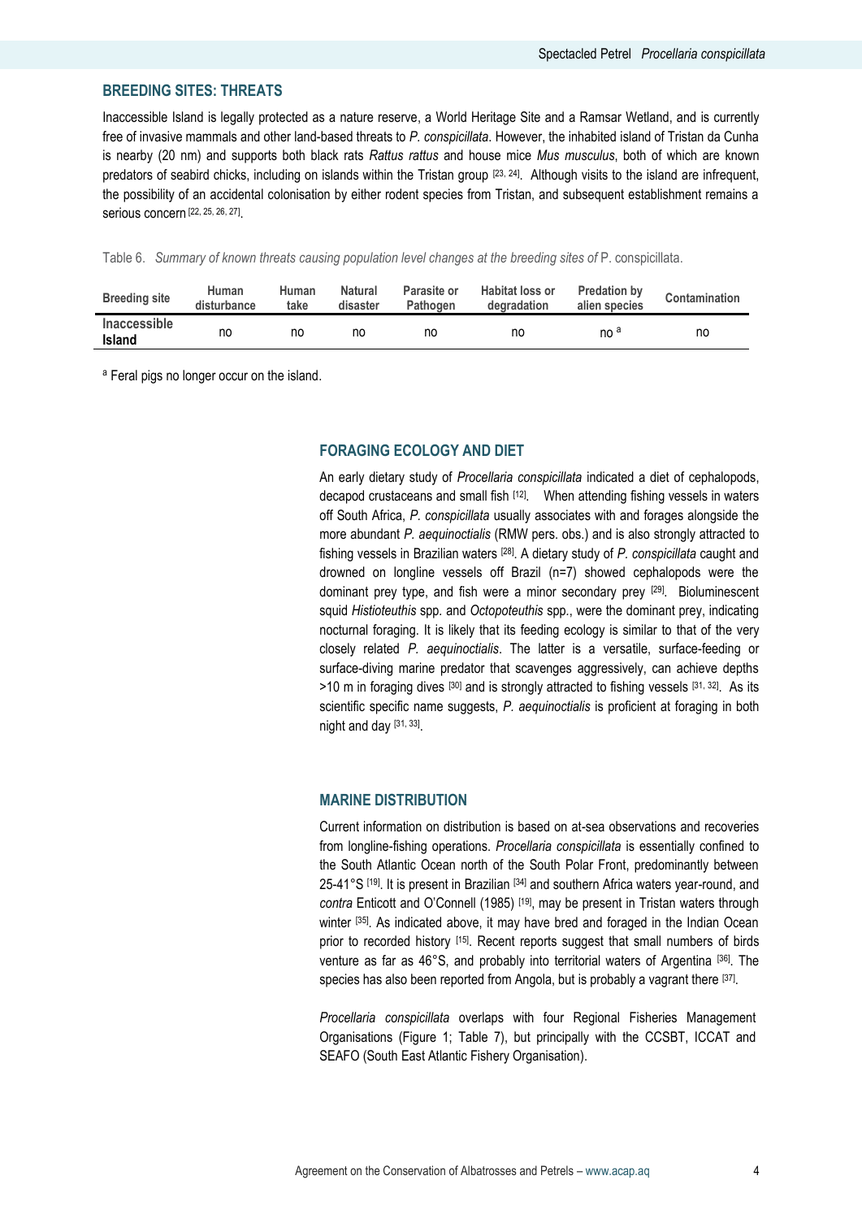## BREEDING SITES: THREATS

Inaccessible Island is legally protected as a nature reserve, a World Heritage Site and a Ramsar Wetland, and is currently free of invasive mammals and other land-based threats to *P. conspicillata*. However, the inhabited island of Tristan da Cunha is nearby (20 nm) and supports both black rats *Rattus rattus* and house mice *Mus musculus*, both of which are known predators of seabird chicks, including on islands within the Tristan group [23, 24]. Although visits to the island are infrequent, the possibility of an accidental colonisation by either rodent species from Tristan, and subsequent establishment remains a serious concern [22, 25, 26, 27].

Table 6. *Summary of known threats causing population level changes at the breeding sites of* P. conspicillata.

| Breeding site | Human disturbance | Human take | Natural disaster | Parasite or Pathogen | Habitat loss or degradation | Predation by alien species | Contamination |
|---|---|---|---|---|---|---|---|
| **Inaccessible Island** | no | no | no | no | no | no [a] | no |

[a] Feral pigs no longer occur on the island.

## FORAGING ECOLOGY AND DIET

An early dietary study of *Procellaria conspicillata* indicated a diet of cephalopods, decapod crustaceans and small fish [12]. When attending fishing vessels in waters off South Africa, *P. conspicillata* usually associates with and forages alongside the more abundant *P. aequinoctialis* (RMW pers. obs.) and is also strongly attracted to fishing vessels in Brazilian waters [28]. A dietary study of *P. conspicillata* caught and drowned on longline vessels off Brazil (n=7) showed cephalopods were the dominant prey type, and fish were a minor secondary prey [29]. Bioluminescent squid *Histioteuthis* spp. and *Octopoteuthis* spp., were the dominant prey, indicating nocturnal foraging. It is likely that its feeding ecology is similar to that of the very closely related *P. aequinoctialis*. The latter is a versatile, surface-feeding or surface-diving marine predator that scavenges aggressively, can achieve depths >10 m in foraging dives [30] and is strongly attracted to fishing vessels [31, 32]. As its scientific specific name suggests, *P. aequinoctialis* is proficient at foraging in both night and day [31, 33].

## MARINE DISTRIBUTION

Current information on distribution is based on at-sea observations and recoveries from longline-fishing operations. *Procellaria conspicillata* is essentially confined to the South Atlantic Ocean north of the South Polar Front, predominantly between 25-41°S [19]. It is present in Brazilian [34] and southern Africa waters year-round, and *contra* Enticott and O'Connell (1985) [19], may be present in Tristan waters through winter [35]. As indicated above, it may have bred and foraged in the Indian Ocean prior to recorded history [15]. Recent reports suggest that small numbers of birds venture as far as 46°S, and probably into territorial waters of Argentina [36]. The species has also been reported from Angola, but is probably a vagrant there [37].

*Procellaria conspicillata* overlaps with four Regional Fisheries Management Organisations (Figure 1; Table 7), but principally with the CCSBT, ICCAT and SEAFO (South East Atlantic Fishery Organisation).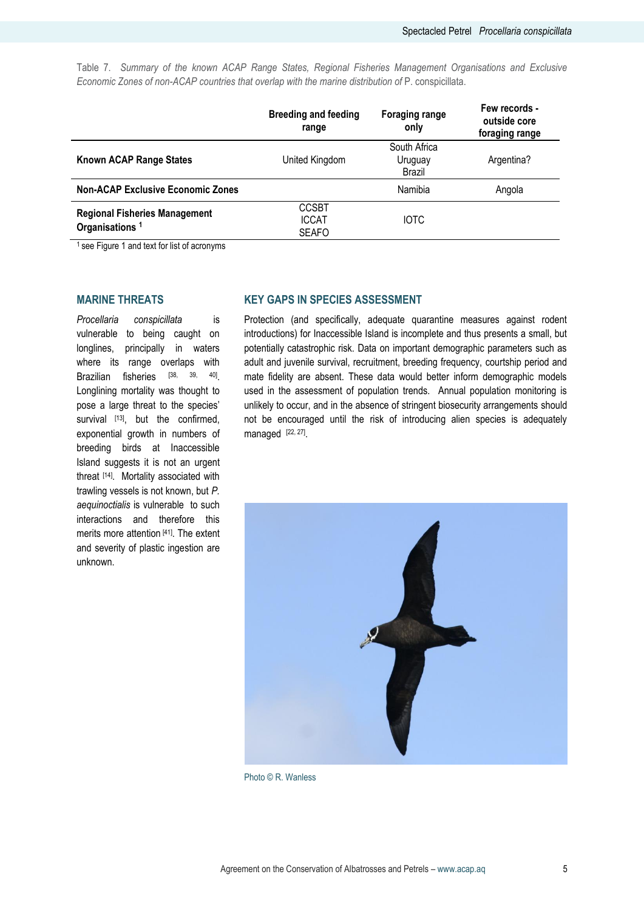Table 7. *Summary of the known ACAP Range States, Regional Fisheries Management Organisations and Exclusive Economic Zones of non-ACAP countries that overlap with the marine distribution of* P. conspicillata.

| | Breeding and feeding range | Foraging range only | Few records - outside core foraging range |
|---|---|---|---|
| **Known ACAP Range States** | United Kingdom | South Africa<br>Uruguay<br>Brazil | Argentina? |
| **Non-ACAP Exclusive Economic Zones** | | Namibia | Angola |
| **Regional Fisheries Management Organisations** [1] | CCSBT<br>ICCAT<br>SEAFO | IOTC | |

[1] see Figure 1 and text for list of acronyms

## MARINE THREATS

*Procellaria conspicillata* is vulnerable to being caught on longlines, principally in waters where its range overlaps with Brazilian fisheries [38, 39, 40]. Longlining mortality was thought to pose a large threat to the species' survival [13], but the confirmed, exponential growth in numbers of breeding birds at Inaccessible Island suggests it is not an urgent threat [14]. Mortality associated with trawling vessels is not known, but *P. aequinoctialis* is vulnerable to such interactions and therefore this merits more attention [41]. The extent and severity of plastic ingestion are unknown.

## KEY GAPS IN SPECIES ASSESSMENT

Protection (and specifically, adequate quarantine measures against rodent introductions) for Inaccessible Island is incomplete and thus presents a small, but potentially catastrophic risk. Data on important demographic parameters such as adult and juvenile survival, recruitment, breeding frequency, courtship period and mate fidelity are absent. These data would better inform demographic models used in the assessment of population trends. Annual population monitoring is unlikely to occur, and in the absence of stringent biosecurity arrangements should not be encouraged until the risk of introducing alien species is adequately managed [22, 27].

Photo © R. Wanless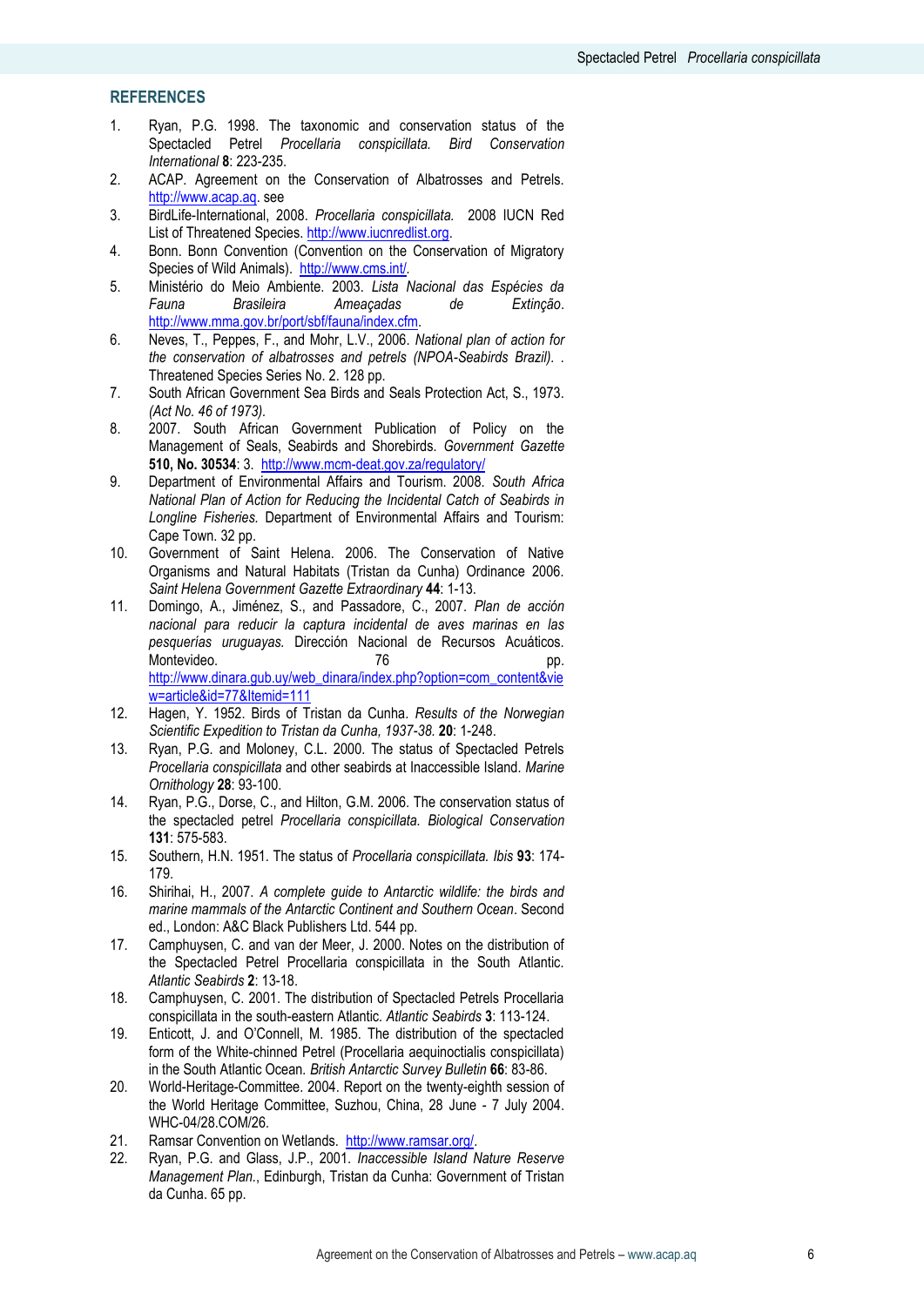## REFERENCES

1. Ryan, P.G. 1998. The taxonomic and conservation status of the Spectacled Petrel *Procellaria conspicillata. Bird Conservation International* **8**: 223-235.
2. ACAP. Agreement on the Conservation of Albatrosses and Petrels. http://www.acap.aq. see
3. BirdLife-International, 2008. *Procellaria conspicillata.* 2008 IUCN Red List of Threatened Species. http://www.iucnredlist.org.
4. Bonn. Bonn Convention (Convention on the Conservation of Migratory Species of Wild Animals). http://www.cms.int/.
5. Ministério do Meio Ambiente. 2003. *Lista Nacional das Espécies da Fauna Brasileira Ameaçadas de Extinção*. http://www.mma.gov.br/port/sbf/fauna/index.cfm.
6. Neves, T., Peppes, F., and Mohr, L.V., 2006. *National plan of action for the conservation of albatrosses and petrels (NPOA-Seabirds Brazil). .* Threatened Species Series No. 2. 128 pp.
7. South African Government Sea Birds and Seals Protection Act, S., 1973. *(Act No. 46 of 1973).*
8. 2007. South African Government Publication of Policy on the Management of Seals, Seabirds and Shorebirds. *Government Gazette* **510, No. 30534**: 3. http://www.mcm-deat.gov.za/regulatory/
9. Department of Environmental Affairs and Tourism. 2008. *South Africa National Plan of Action for Reducing the Incidental Catch of Seabirds in Longline Fisheries.* Department of Environmental Affairs and Tourism: Cape Town. 32 pp.
10. Government of Saint Helena. 2006. The Conservation of Native Organisms and Natural Habitats (Tristan da Cunha) Ordinance 2006. *Saint Helena Government Gazette Extraordinary* **44**: 1-13.
11. Domingo, A., Jiménez, S., and Passadore, C., 2007. *Plan de acción nacional para reducir la captura incidental de aves marinas en las pesquerías uruguayas.* Dirección Nacional de Recursos Acuáticos. Montevideo. 76 pp. http://www.dinara.gub.uy/web_dinara/index.php?option=com_content&view=article&id=77&Itemid=111
12. Hagen, Y. 1952. Birds of Tristan da Cunha. *Results of the Norwegian Scientific Expedition to Tristan da Cunha, 1937-38.* **20**: 1-248.
13. Ryan, P.G. and Moloney, C.L. 2000. The status of Spectacled Petrels *Procellaria conspicillata* and other seabirds at Inaccessible Island. *Marine Ornithology* **28**: 93-100.
14. Ryan, P.G., Dorse, C., and Hilton, G.M. 2006. The conservation status of the spectacled petrel *Procellaria conspicillata. Biological Conservation* **131**: 575-583.
15. Southern, H.N. 1951. The status of *Procellaria conspicillata. Ibis* **93**: 174-179.
16. Shirihai, H., 2007. *A complete guide to Antarctic wildlife: the birds and marine mammals of the Antarctic Continent and Southern Ocean*. Second ed., London: A&C Black Publishers Ltd. 544 pp.
17. Camphuysen, C. and van der Meer, J. 2000. Notes on the distribution of the Spectacled Petrel Procellaria conspicillata in the South Atlantic. *Atlantic Seabirds* **2**: 13-18.
18. Camphuysen, C. 2001. The distribution of Spectacled Petrels Procellaria conspicillata in the south-eastern Atlantic. *Atlantic Seabirds* **3**: 113-124.
19. Enticott, J. and O'Connell, M. 1985. The distribution of the spectacled form of the White-chinned Petrel (Procellaria aequinoctialis conspicillata) in the South Atlantic Ocean. *British Antarctic Survey Bulletin* **66**: 83-86.
20. World-Heritage-Committee. 2004. Report on the twenty-eighth session of the World Heritage Committee, Suzhou, China, 28 June - 7 July 2004. WHC-04/28.COM/26.
21. Ramsar Convention on Wetlands. http://www.ramsar.org/.
22. Ryan, P.G. and Glass, J.P., 2001. *Inaccessible Island Nature Reserve Management Plan.*, Edinburgh, Tristan da Cunha: Government of Tristan da Cunha. 65 pp.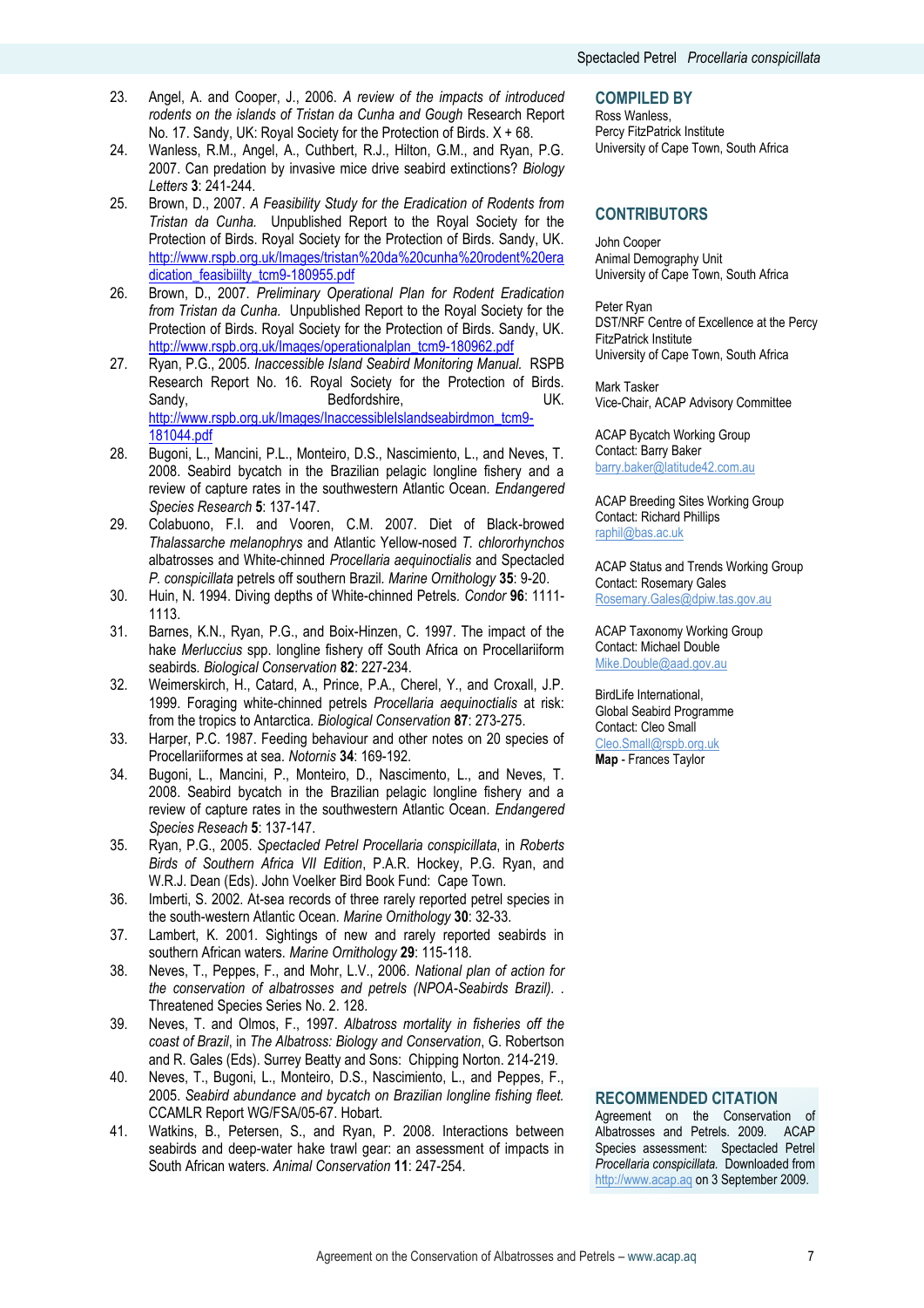23. Angel, A. and Cooper, J., 2006. *A review of the impacts of introduced rodents on the islands of Tristan da Cunha and Gough* Research Report No. 17. Sandy, UK: Royal Society for the Protection of Birds. X + 68.
24. Wanless, R.M., Angel, A., Cuthbert, R.J., Hilton, G.M., and Ryan, P.G. 2007. Can predation by invasive mice drive seabird extinctions? *Biology Letters* **3**: 241-244.
25. Brown, D., 2007. *A Feasibility Study for the Eradication of Rodents from Tristan da Cunha.* Unpublished Report to the Royal Society for the Protection of Birds. Royal Society for the Protection of Birds. Sandy, UK. http://www.rspb.org.uk/Images/tristan%20da%20cunha%20rodent%20eradication_feasibiilty_tcm9-180955.pdf
26. Brown, D., 2007. *Preliminary Operational Plan for Rodent Eradication from Tristan da Cunha.* Unpublished Report to the Royal Society for the Protection of Birds. Royal Society for the Protection of Birds. Sandy, UK. http://www.rspb.org.uk/Images/operationalplan_tcm9-180962.pdf
27. Ryan, P.G., 2005. *Inaccessible Island Seabird Monitoring Manual.* RSPB Research Report No. 16. Royal Society for the Protection of Birds. Sandy, Bedfordshire, UK. http://www.rspb.org.uk/Images/InaccessibleIslandseabirdmon_tcm9-181044.pdf
28. Bugoni, L., Mancini, P.L., Monteiro, D.S., Nascimento, L., and Neves, T. 2008. Seabird bycatch in the Brazilian pelagic longline fishery and a review of capture rates in the southwestern Atlantic Ocean. *Endangered Species Research* **5**: 137-147.
29. Colabuono, F.I. and Vooren, C.M. 2007. Diet of Black-browed *Thalassarche melanophrys* and Atlantic Yellow-nosed *T. chlororhynchos* albatrosses and White-chinned *Procellaria aequinoctialis* and Spectacled *P. conspicillata* petrels off southern Brazil. *Marine Ornithology* **35**: 9-20.
30. Huin, N. 1994. Diving depths of White-chinned Petrels. *Condor* **96**: 1111-1113.
31. Barnes, K.N., Ryan, P.G., and Boix-Hinzen, C. 1997. The impact of the hake *Merluccius* spp. longline fishery off South Africa on Procellariiform seabirds. *Biological Conservation* **82**: 227-234.
32. Weimerskirch, H., Catard, A., Prince, P.A., Cherel, Y., and Croxall, J.P. 1999. Foraging white-chinned petrels *Procellaria aequinoctialis* at risk: from the tropics to Antarctica. *Biological Conservation* **87**: 273-275.
33. Harper, P.C. 1987. Feeding behaviour and other notes on 20 species of Procellariiformes at sea. *Notornis* **34**: 169-192.
34. Bugoni, L., Mancini, P., Monteiro, D., Nascimento, L., and Neves, T. 2008. Seabird bycatch in the Brazilian pelagic longline fishery and a review of capture rates in the southwestern Atlantic Ocean. *Endangered Species Reseach* **5**: 137-147.
35. Ryan, P.G., 2005. *Spectacled Petrel Procellaria conspicillata*, in *Roberts Birds of Southern Africa VII Edition*, P.A.R. Hockey, P.G. Ryan, and W.R.J. Dean (Eds). John Voelker Bird Book Fund: Cape Town.
36. Imberti, S. 2002. At-sea records of three rarely reported petrel species in the south-western Atlantic Ocean. *Marine Ornithology* **30**: 32-33.
37. Lambert, K. 2001. Sightings of new and rarely reported seabirds in southern African waters. *Marine Ornithology* **29**: 115-118.
38. Neves, T., Peppes, F., and Mohr, L.V., 2006. *National plan of action for the conservation of albatrosses and petrels (NPOA-Seabirds Brazil).* . Threatened Species Series No. 2. 128.
39. Neves, T. and Olmos, F., 1997. *Albatross mortality in fisheries off the coast of Brazil*, in *The Albatross: Biology and Conservation*, G. Robertson and R. Gales (Eds). Surrey Beatty and Sons: Chipping Norton. 214-219.
40. Neves, T., Bugoni, L., Monteiro, D.S., Nascimento, L., and Peppes, F., 2005. *Seabird abundance and bycatch on Brazilian longline fishing fleet.* CCAMLR Report WG/FSA/05-67. Hobart.
41. Watkins, B., Petersen, S., and Ryan, P. 2008. Interactions between seabirds and deep-water hake trawl gear: an assessment of impacts in South African waters. *Animal Conservation* **11**: 247-254.

## COMPILED BY

Ross Wanless,
Percy FitzPatrick Institute
University of Cape Town, South Africa

## CONTRIBUTORS

John Cooper
Animal Demography Unit
University of Cape Town, South Africa

Peter Ryan
DST/NRF Centre of Excellence at the Percy FitzPatrick Institute
University of Cape Town, South Africa

Mark Tasker
Vice-Chair, ACAP Advisory Committee

ACAP Bycatch Working Group
Contact: Barry Baker
barry.baker@latitude42.com.au

ACAP Breeding Sites Working Group
Contact: Richard Phillips
raphil@bas.ac.uk

ACAP Status and Trends Working Group
Contact: Rosemary Gales
Rosemary.Gales@dpiw.tas.gov.au

ACAP Taxonomy Working Group
Contact: Michael Double
Mike.Double@aad.gov.au

BirdLife International,
Global Seabird Programme
Contact: Cleo Small
Cleo.Small@rspb.org.uk

**Map** - Frances Taylor

## RECOMMENDED CITATION

Agreement on the Conservation of Albatrosses and Petrels. 2009. ACAP Species assessment: Spectacled Petrel *Procellaria conspicillata.* Downloaded from http://www.acap.aq on 3 September 2009.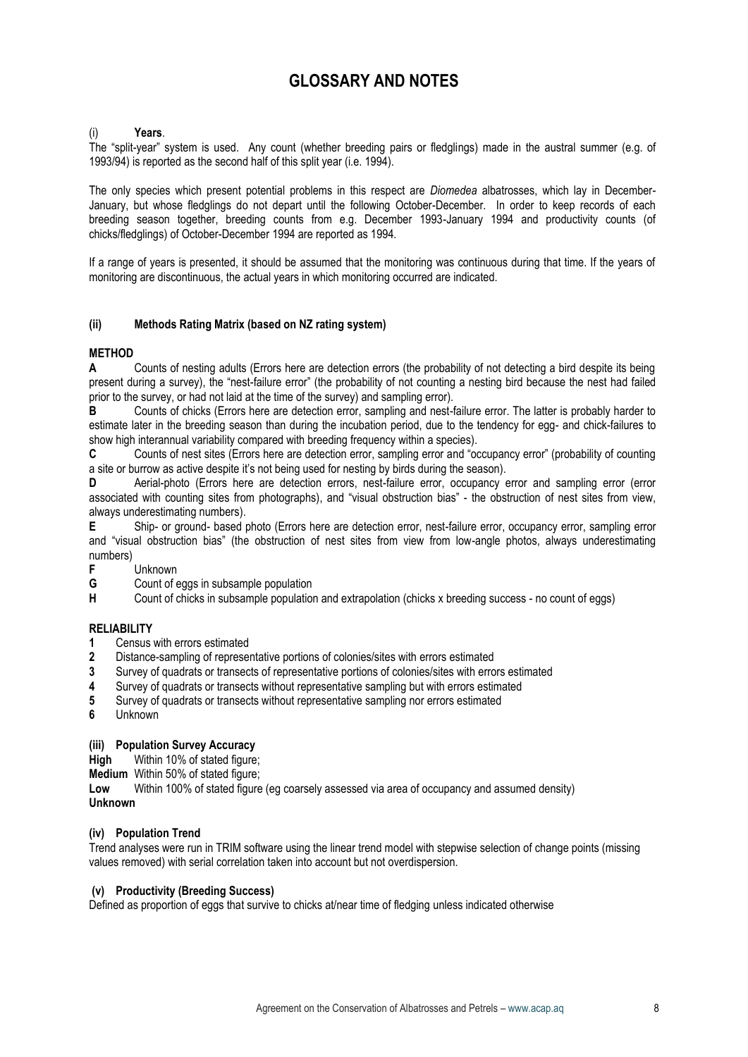# GLOSSARY AND NOTES

(i) **Years**.

The "split-year" system is used. Any count (whether breeding pairs or fledglings) made in the austral summer (e.g. of 1993/94) is reported as the second half of this split year (i.e. 1994).

The only species which present potential problems in this respect are *Diomedea* albatrosses, which lay in December-January, but whose fledglings do not depart until the following October-December. In order to keep records of each breeding season together, breeding counts from e.g. December 1993-January 1994 and productivity counts (of chicks/fledglings) of October-December 1994 are reported as 1994.

If a range of years is presented, it should be assumed that the monitoring was continuous during that time. If the years of monitoring are discontinuous, the actual years in which monitoring occurred are indicated.

### (ii) Methods Rating Matrix (based on NZ rating system)

**METHOD**

**A** Counts of nesting adults (Errors here are detection errors (the probability of not detecting a bird despite its being present during a survey), the "nest-failure error" (the probability of not counting a nesting bird because the nest had failed prior to the survey, or had not laid at the time of the survey) and sampling error).

**B** Counts of chicks (Errors here are detection error, sampling and nest-failure error. The latter is probably harder to estimate later in the breeding season than during the incubation period, due to the tendency for egg- and chick-failures to show high interannual variability compared with breeding frequency within a species).

**C** Counts of nest sites (Errors here are detection error, sampling error and "occupancy error" (probability of counting a site or burrow as active despite it's not being used for nesting by birds during the season).

**D** Aerial-photo (Errors here are detection errors, nest-failure error, occupancy error and sampling error (error associated with counting sites from photographs), and "visual obstruction bias" - the obstruction of nest sites from view, always underestimating numbers).

**E** Ship- or ground- based photo (Errors here are detection error, nest-failure error, occupancy error, sampling error and "visual obstruction bias" (the obstruction of nest sites from view from low-angle photos, always underestimating numbers)

**F** Unknown

**G** Count of eggs in subsample population

**H** Count of chicks in subsample population and extrapolation (chicks x breeding success - no count of eggs)

**RELIABILITY**

**1** Census with errors estimated

**2** Distance-sampling of representative portions of colonies/sites with errors estimated

**3** Survey of quadrats or transects of representative portions of colonies/sites with errors estimated

**4** Survey of quadrats or transects without representative sampling but with errors estimated

**5** Survey of quadrats or transects without representative sampling nor errors estimated

**6** Unknown

### (iii) Population Survey Accuracy

**High** Within 10% of stated figure;

**Medium** Within 50% of stated figure;

**Low** Within 100% of stated figure (eg coarsely assessed via area of occupancy and assumed density)

**Unknown**

### (iv) Population Trend

Trend analyses were run in TRIM software using the linear trend model with stepwise selection of change points (missing values removed) with serial correlation taken into account but not overdispersion.

### (v) Productivity (Breeding Success)

Defined as proportion of eggs that survive to chicks at/near time of fledging unless indicated otherwise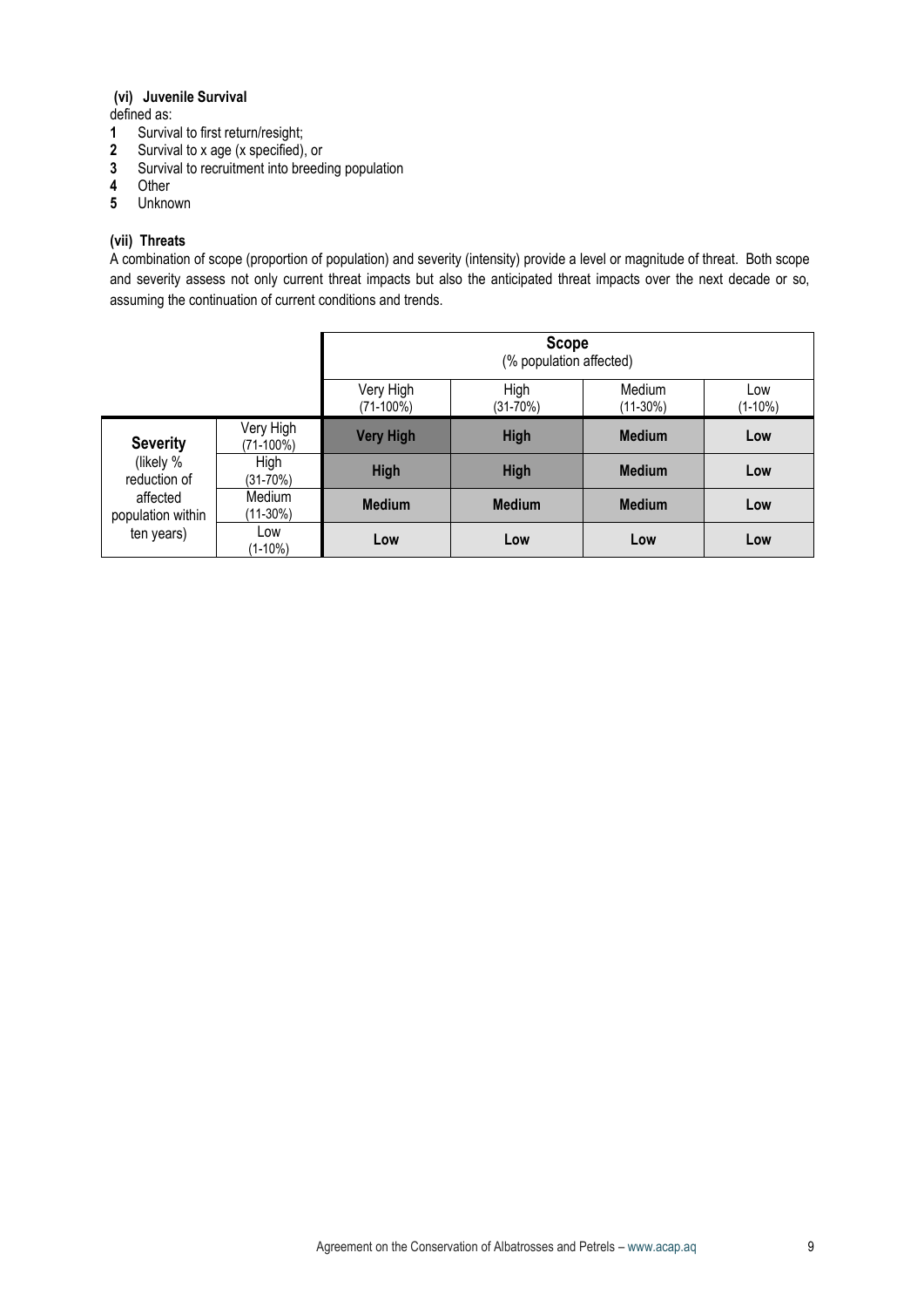**(vi) Juvenile Survival**

defined as:

1. Survival to first return/resight;
2. Survival to x age (x specified), or
3. Survival to recruitment into breeding population
4. Other
5. Unknown

**(vii) Threats**

A combination of scope (proportion of population) and severity (intensity) provide a level or magnitude of threat. Both scope and severity assess not only current threat impacts but also the anticipated threat impacts over the next decade or so, assuming the continuation of current conditions and trends.

| | | **Scope** (% population affected) | | | |
|---|---|---|---|---|---|
| | | Very High (71-100%) | High (31-70%) | Medium (11-30%) | Low (1-10%) |
| **Severity** (likely % reduction of affected population within ten years) | Very High (71-100%) | **Very High** | **High** | **Medium** | **Low** |
| | High (31-70%) | **High** | **High** | **Medium** | **Low** |
| | Medium (11-30%) | **Medium** | **Medium** | **Medium** | **Low** |
| | Low (1-10%) | **Low** | **Low** | **Low** | **Low** |